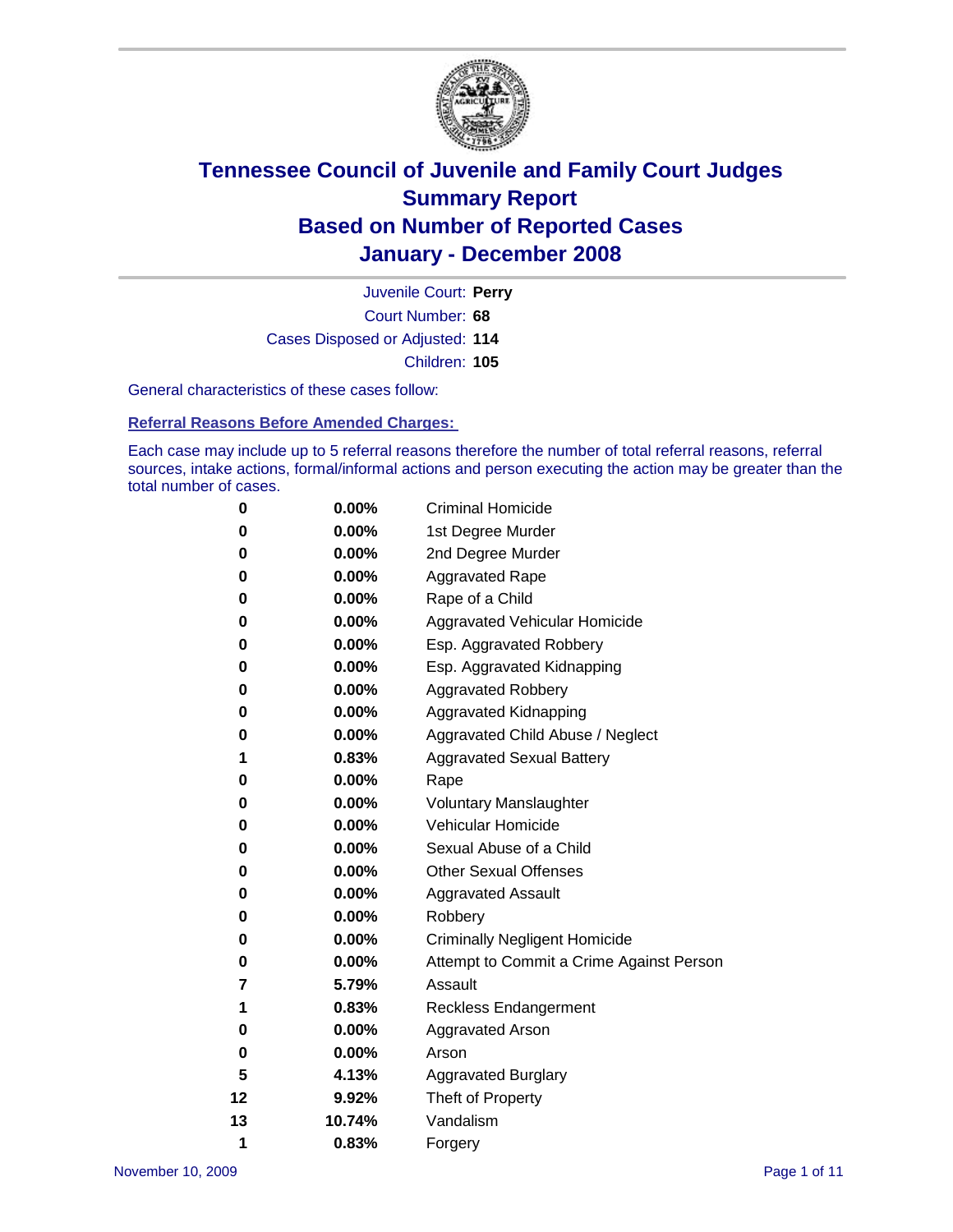# Tennessee Council of Juvenile and Family Court Judges
# Summary Report
# Based on Number of Reported Cases
# January - December 2008

Juvenile Court: **Perry**

Court Number: **68**

Cases Disposed or Adjusted: **114**

Children: **105**

General characteristics of these cases follow:

## Referral Reasons Before Amended Charges:

Each case may include up to 5 referral reasons therefore the number of total referral reasons, referral sources, intake actions, formal/informal actions and person executing the action may be greater than the total number of cases.

| Count | Percent | Referral Reason |
|---|---|---|
| 0 | 0.00% | Criminal Homicide |
| 0 | 0.00% | 1st Degree Murder |
| 0 | 0.00% | 2nd Degree Murder |
| 0 | 0.00% | Aggravated Rape |
| 0 | 0.00% | Rape of a Child |
| 0 | 0.00% | Aggravated Vehicular Homicide |
| 0 | 0.00% | Esp. Aggravated Robbery |
| 0 | 0.00% | Esp. Aggravated Kidnapping |
| 0 | 0.00% | Aggravated Robbery |
| 0 | 0.00% | Aggravated Kidnapping |
| 0 | 0.00% | Aggravated Child Abuse / Neglect |
| 1 | 0.83% | Aggravated Sexual Battery |
| 0 | 0.00% | Rape |
| 0 | 0.00% | Voluntary Manslaughter |
| 0 | 0.00% | Vehicular Homicide |
| 0 | 0.00% | Sexual Abuse of a Child |
| 0 | 0.00% | Other Sexual Offenses |
| 0 | 0.00% | Aggravated Assault |
| 0 | 0.00% | Robbery |
| 0 | 0.00% | Criminally Negligent Homicide |
| 0 | 0.00% | Attempt to Commit a Crime Against Person |
| 7 | 5.79% | Assault |
| 1 | 0.83% | Reckless Endangerment |
| 0 | 0.00% | Aggravated Arson |
| 0 | 0.00% | Arson |
| 5 | 4.13% | Aggravated Burglary |
| 12 | 9.92% | Theft of Property |
| 13 | 10.74% | Vandalism |
| 1 | 0.83% | Forgery |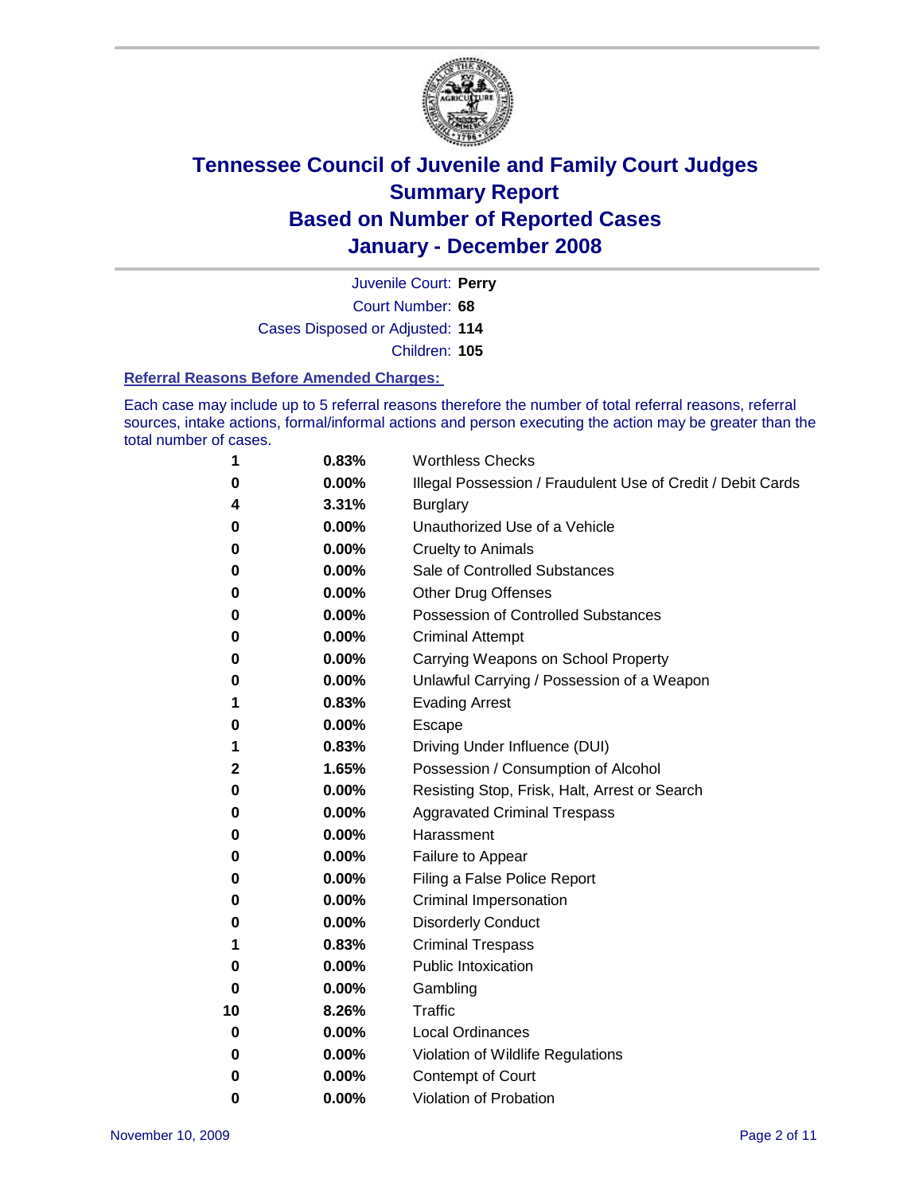# Tennessee Council of Juvenile and Family Court Judges
## Summary Report
## Based on Number of Reported Cases
## January - December 2008

Juvenile Court: **Perry**
Court Number: **68**
Cases Disposed or Adjusted: **114**
Children: **105**

### Referral Reasons Before Amended Charges:

Each case may include up to 5 referral reasons therefore the number of total referral reasons, referral sources, intake actions, formal/informal actions and person executing the action may be greater than the total number of cases.

| Count | Percent | Referral Reason |
|---|---|---|
| 1 | 0.83% | Worthless Checks |
| 0 | 0.00% | Illegal Possession / Fraudulent Use of Credit / Debit Cards |
| 4 | 3.31% | Burglary |
| 0 | 0.00% | Unauthorized Use of a Vehicle |
| 0 | 0.00% | Cruelty to Animals |
| 0 | 0.00% | Sale of Controlled Substances |
| 0 | 0.00% | Other Drug Offenses |
| 0 | 0.00% | Possession of Controlled Substances |
| 0 | 0.00% | Criminal Attempt |
| 0 | 0.00% | Carrying Weapons on School Property |
| 0 | 0.00% | Unlawful Carrying / Possession of a Weapon |
| 1 | 0.83% | Evading Arrest |
| 0 | 0.00% | Escape |
| 1 | 0.83% | Driving Under Influence (DUI) |
| 2 | 1.65% | Possession / Consumption of Alcohol |
| 0 | 0.00% | Resisting Stop, Frisk, Halt, Arrest or Search |
| 0 | 0.00% | Aggravated Criminal Trespass |
| 0 | 0.00% | Harassment |
| 0 | 0.00% | Failure to Appear |
| 0 | 0.00% | Filing a False Police Report |
| 0 | 0.00% | Criminal Impersonation |
| 0 | 0.00% | Disorderly Conduct |
| 1 | 0.83% | Criminal Trespass |
| 0 | 0.00% | Public Intoxication |
| 0 | 0.00% | Gambling |
| 10 | 8.26% | Traffic |
| 0 | 0.00% | Local Ordinances |
| 0 | 0.00% | Violation of Wildlife Regulations |
| 0 | 0.00% | Contempt of Court |
| 0 | 0.00% | Violation of Probation |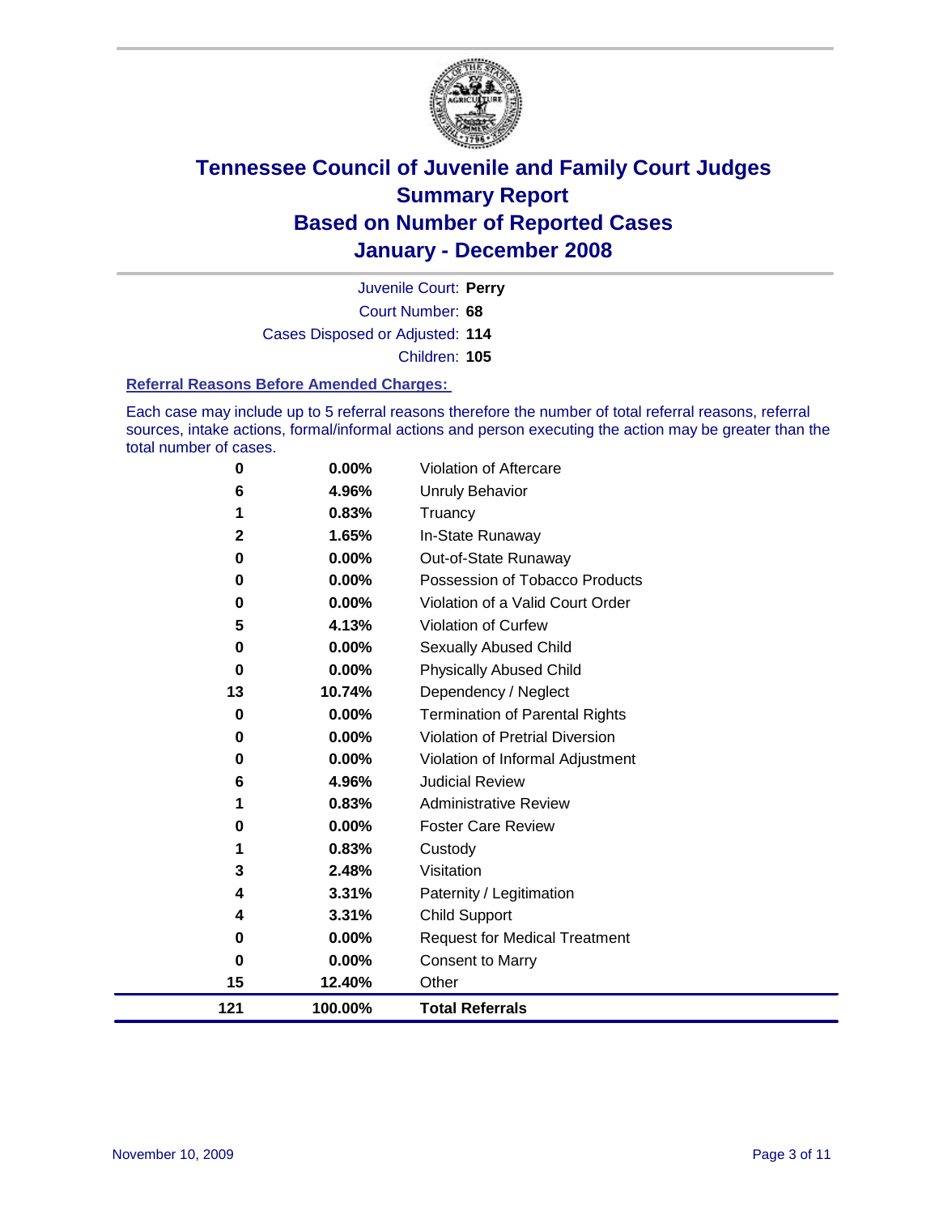# Tennessee Council of Juvenile and Family Court Judges
## Summary Report
## Based on Number of Reported Cases
## January - December 2008

Juvenile Court: **Perry**

Court Number: **68**

Cases Disposed or Adjusted: **114**

Children: **105**

### Referral Reasons Before Amended Charges:

Each case may include up to 5 referral reasons therefore the number of total referral reasons, referral sources, intake actions, formal/informal actions and person executing the action may be greater than the total number of cases.

| Count | Percent | Referral Reason |
|---|---|---|
| 0 | 0.00% | Violation of Aftercare |
| 6 | 4.96% | Unruly Behavior |
| 1 | 0.83% | Truancy |
| 2 | 1.65% | In-State Runaway |
| 0 | 0.00% | Out-of-State Runaway |
| 0 | 0.00% | Possession of Tobacco Products |
| 0 | 0.00% | Violation of a Valid Court Order |
| 5 | 4.13% | Violation of Curfew |
| 0 | 0.00% | Sexually Abused Child |
| 0 | 0.00% | Physically Abused Child |
| 13 | 10.74% | Dependency / Neglect |
| 0 | 0.00% | Termination of Parental Rights |
| 0 | 0.00% | Violation of Pretrial Diversion |
| 0 | 0.00% | Violation of Informal Adjustment |
| 6 | 4.96% | Judicial Review |
| 1 | 0.83% | Administrative Review |
| 0 | 0.00% | Foster Care Review |
| 1 | 0.83% | Custody |
| 3 | 2.48% | Visitation |
| 4 | 3.31% | Paternity / Legitimation |
| 4 | 3.31% | Child Support |
| 0 | 0.00% | Request for Medical Treatment |
| 0 | 0.00% | Consent to Marry |
| 15 | 12.40% | Other |
| **121** | **100.00%** | **Total Referrals** |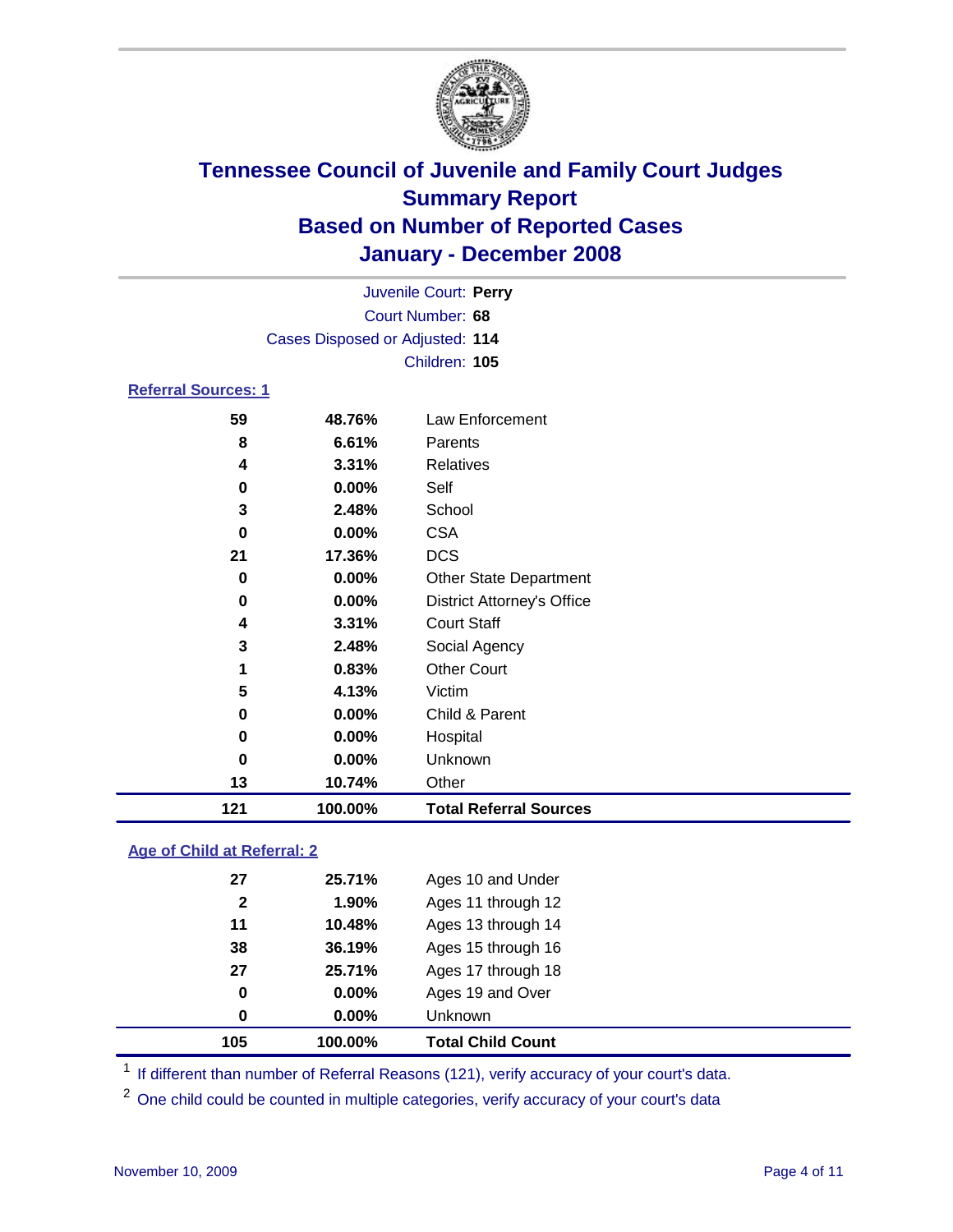# Tennessee Council of Juvenile and Family Court Judges
## Summary Report
## Based on Number of Reported Cases
## January - December 2008

Juvenile Court: **Perry**
Court Number: **68**
Cases Disposed or Adjusted: **114**
Children: **105**

### Referral Sources: 1

| | | |
|---|---|---|
| 59 | 48.76% | Law Enforcement |
| 8 | 6.61% | Parents |
| 4 | 3.31% | Relatives |
| 0 | 0.00% | Self |
| 3 | 2.48% | School |
| 0 | 0.00% | CSA |
| 21 | 17.36% | DCS |
| 0 | 0.00% | Other State Department |
| 0 | 0.00% | District Attorney's Office |
| 4 | 3.31% | Court Staff |
| 3 | 2.48% | Social Agency |
| 1 | 0.83% | Other Court |
| 5 | 4.13% | Victim |
| 0 | 0.00% | Child & Parent |
| 0 | 0.00% | Hospital |
| 0 | 0.00% | Unknown |
| 13 | 10.74% | Other |
| **121** | **100.00%** | **Total Referral Sources** |

### Age of Child at Referral: 2

| | | |
|---|---|---|
| 27 | 25.71% | Ages 10 and Under |
| 2 | 1.90% | Ages 11 through 12 |
| 11 | 10.48% | Ages 13 through 14 |
| 38 | 36.19% | Ages 15 through 16 |
| 27 | 25.71% | Ages 17 through 18 |
| 0 | 0.00% | Ages 19 and Over |
| 0 | 0.00% | Unknown |
| **105** | **100.00%** | **Total Child Count** |

[1] If different than number of Referral Reasons (121), verify accuracy of your court's data.

[2] One child could be counted in multiple categories, verify accuracy of your court's data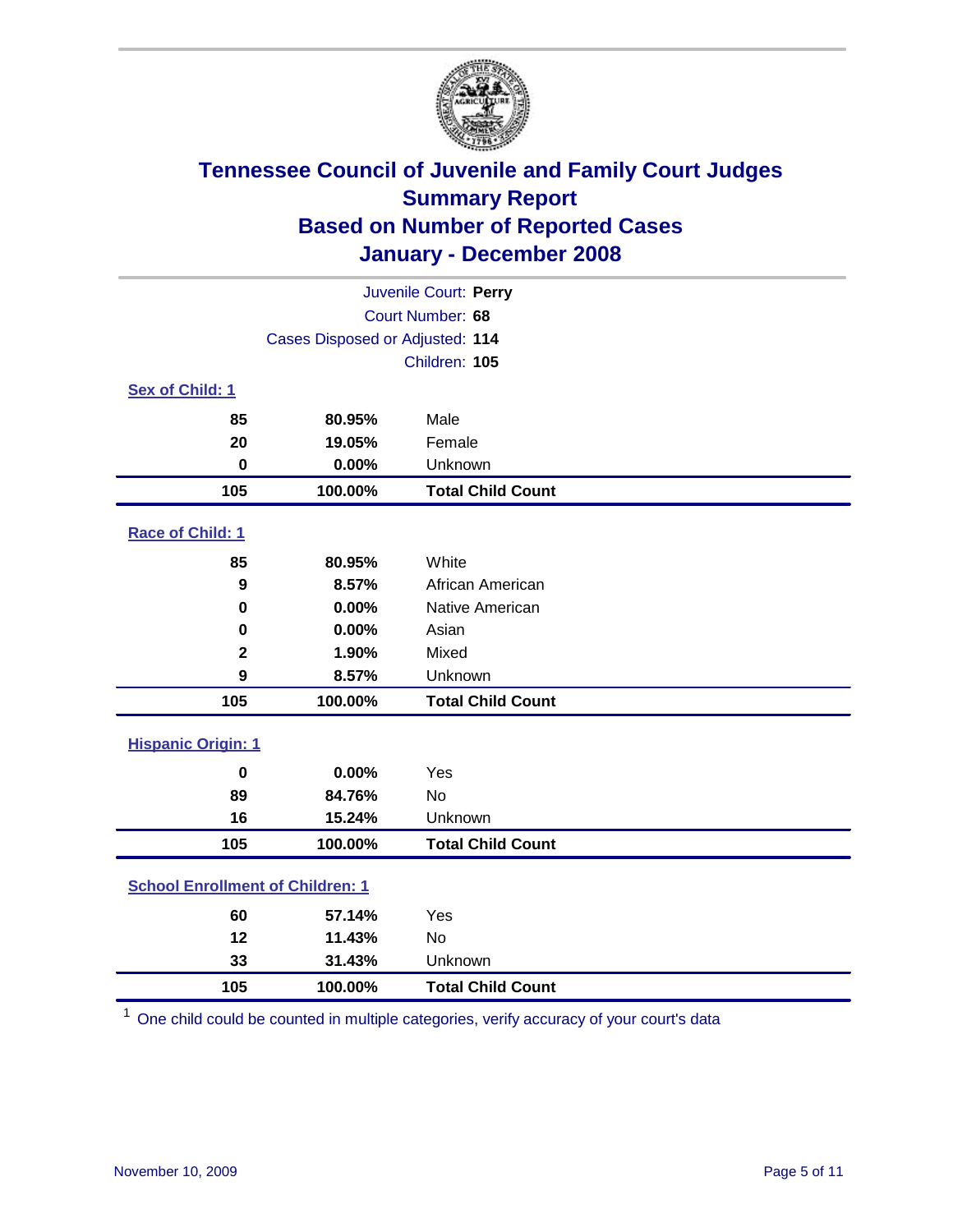# Tennessee Council of Juvenile and Family Court Judges
## Summary Report
## Based on Number of Reported Cases
## January - December 2008

Juvenile Court: **Perry**
Court Number: **68**
Cases Disposed or Adjusted: **114**
Children: **105**

### Sex of Child: 1

| | | |
|---|---|---|
| 85 | 80.95% | Male |
| 20 | 19.05% | Female |
| 0 | 0.00% | Unknown |
| **105** | **100.00%** | **Total Child Count** |

### Race of Child: 1

| | | |
|---|---|---|
| 85 | 80.95% | White |
| 9 | 8.57% | African American |
| 0 | 0.00% | Native American |
| 0 | 0.00% | Asian |
| 2 | 1.90% | Mixed |
| 9 | 8.57% | Unknown |
| **105** | **100.00%** | **Total Child Count** |

### Hispanic Origin: 1

| | | |
|---|---|---|
| 0 | 0.00% | Yes |
| 89 | 84.76% | No |
| 16 | 15.24% | Unknown |
| **105** | **100.00%** | **Total Child Count** |

### School Enrollment of Children: 1

| | | |
|---|---|---|
| 60 | 57.14% | Yes |
| 12 | 11.43% | No |
| 33 | 31.43% | Unknown |
| **105** | **100.00%** | **Total Child Count** |

[1] One child could be counted in multiple categories, verify accuracy of your court's data

November 10, 2009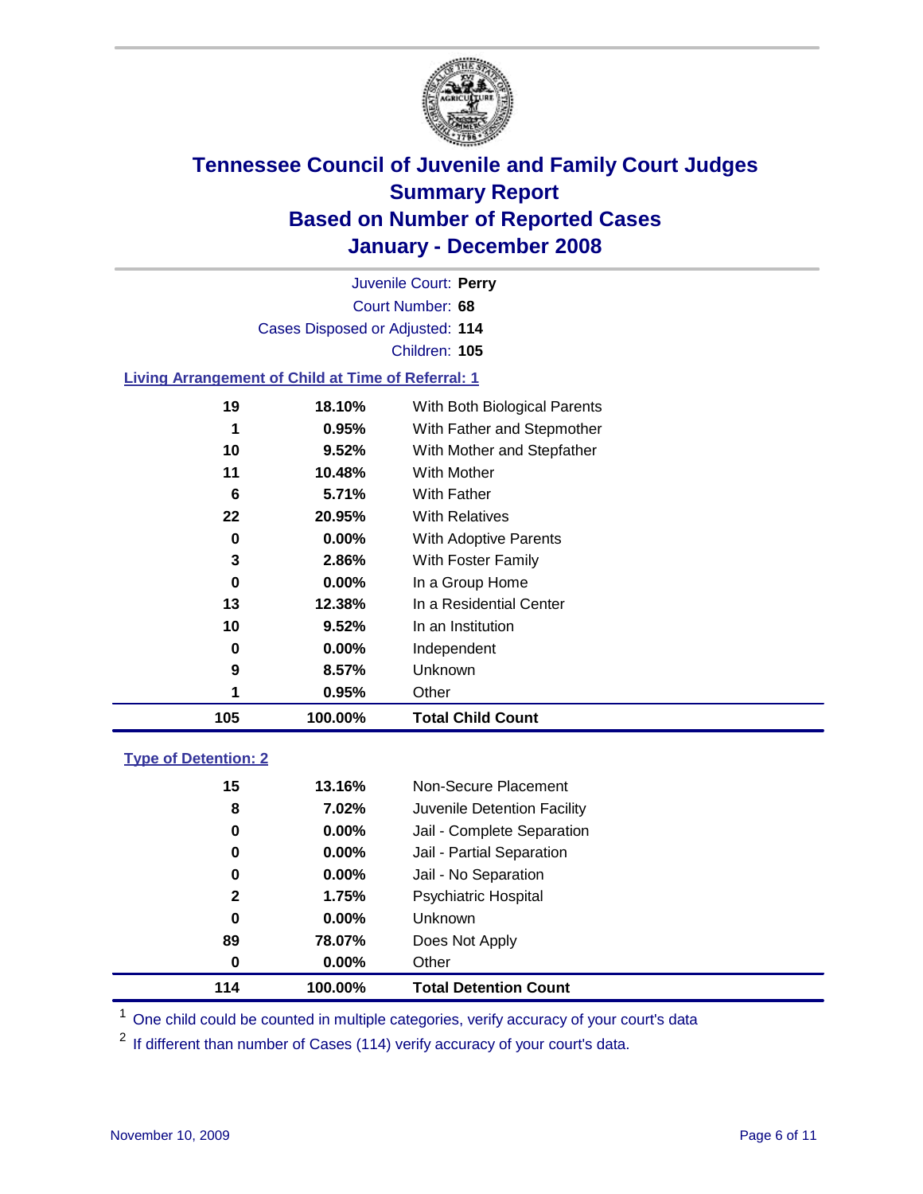# Tennessee Council of Juvenile and Family Court Judges
## Summary Report
## Based on Number of Reported Cases
## January - December 2008

Juvenile Court: **Perry**
Court Number: **68**
Cases Disposed or Adjusted: **114**
Children: **105**

### Living Arrangement of Child at Time of Referral: 1

| Count | Percent | Category |
|---|---|---|
| 19 | 18.10% | With Both Biological Parents |
| 1 | 0.95% | With Father and Stepmother |
| 10 | 9.52% | With Mother and Stepfather |
| 11 | 10.48% | With Mother |
| 6 | 5.71% | With Father |
| 22 | 20.95% | With Relatives |
| 0 | 0.00% | With Adoptive Parents |
| 3 | 2.86% | With Foster Family |
| 0 | 0.00% | In a Group Home |
| 13 | 12.38% | In a Residential Center |
| 10 | 9.52% | In an Institution |
| 0 | 0.00% | Independent |
| 9 | 8.57% | Unknown |
| 1 | 0.95% | Other |
| **105** | **100.00%** | **Total Child Count** |

### Type of Detention: 2

| Count | Percent | Category |
|---|---|---|
| 15 | 13.16% | Non-Secure Placement |
| 8 | 7.02% | Juvenile Detention Facility |
| 0 | 0.00% | Jail - Complete Separation |
| 0 | 0.00% | Jail - Partial Separation |
| 0 | 0.00% | Jail - No Separation |
| 2 | 1.75% | Psychiatric Hospital |
| 0 | 0.00% | Unknown |
| 89 | 78.07% | Does Not Apply |
| 0 | 0.00% | Other |
| **114** | **100.00%** | **Total Detention Count** |

[1] One child could be counted in multiple categories, verify accuracy of your court's data

[2] If different than number of Cases (114) verify accuracy of your court's data.

November 10, 2009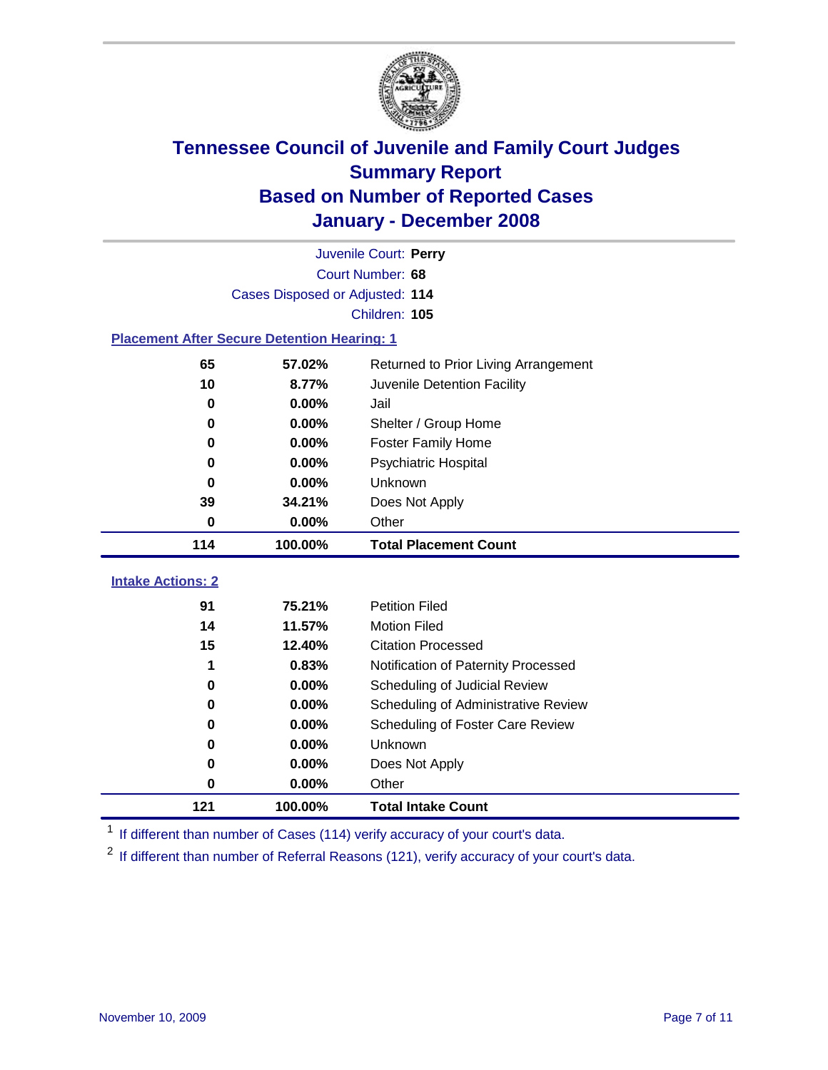# Tennessee Council of Juvenile and Family Court Judges
## Summary Report
## Based on Number of Reported Cases
## January - December 2008

Juvenile Court: **Perry**
Court Number: **68**
Cases Disposed or Adjusted: **114**
Children: **105**

### Placement After Secure Detention Hearing: 1

| Count | Percent | Placement |
|---|---|---|
| 65 | 57.02% | Returned to Prior Living Arrangement |
| 10 | 8.77% | Juvenile Detention Facility |
| 0 | 0.00% | Jail |
| 0 | 0.00% | Shelter / Group Home |
| 0 | 0.00% | Foster Family Home |
| 0 | 0.00% | Psychiatric Hospital |
| 0 | 0.00% | Unknown |
| 39 | 34.21% | Does Not Apply |
| 0 | 0.00% | Other |
| **114** | **100.00%** | **Total Placement Count** |

### Intake Actions: 2

| Count | Percent | Intake Action |
|---|---|---|
| 91 | 75.21% | Petition Filed |
| 14 | 11.57% | Motion Filed |
| 15 | 12.40% | Citation Processed |
| 1 | 0.83% | Notification of Paternity Processed |
| 0 | 0.00% | Scheduling of Judicial Review |
| 0 | 0.00% | Scheduling of Administrative Review |
| 0 | 0.00% | Scheduling of Foster Care Review |
| 0 | 0.00% | Unknown |
| 0 | 0.00% | Does Not Apply |
| 0 | 0.00% | Other |
| **121** | **100.00%** | **Total Intake Count** |

[1] If different than number of Cases (114) verify accuracy of your court's data.

[2] If different than number of Referral Reasons (121), verify accuracy of your court's data.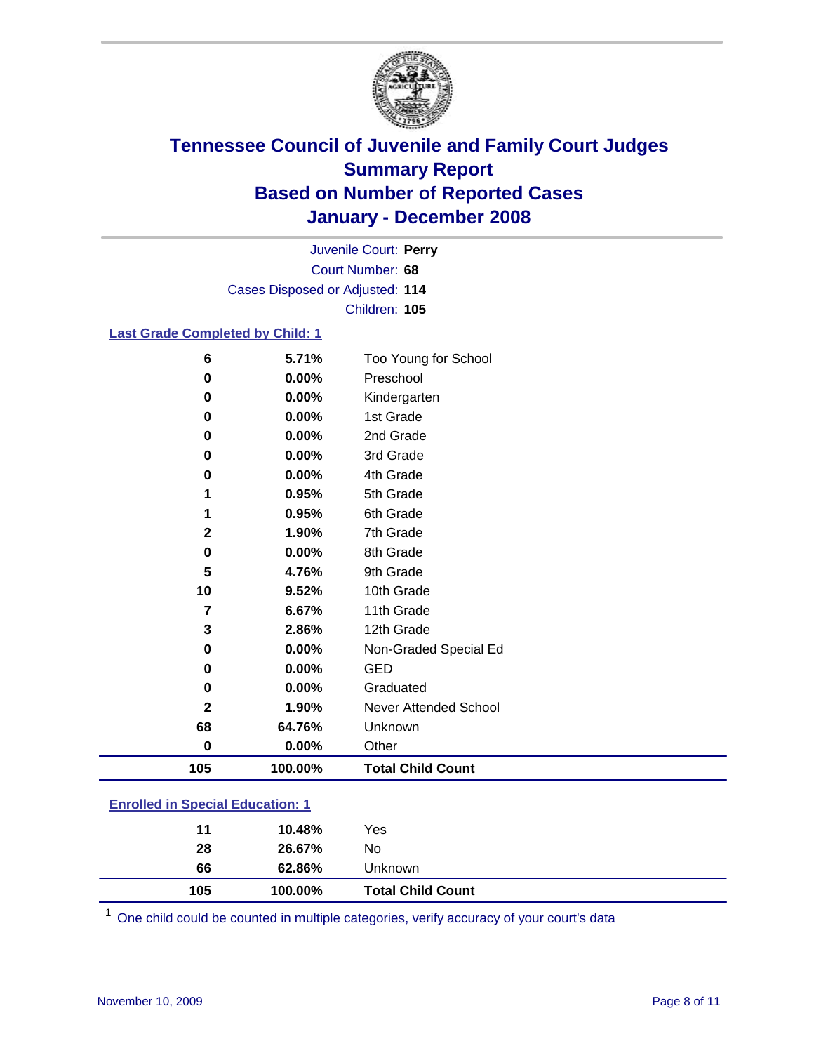# Tennessee Council of Juvenile and Family Court Judges
## Summary Report
## Based on Number of Reported Cases
## January - December 2008

Juvenile Court: **Perry**
Court Number: **68**
Cases Disposed or Adjusted: **114**
Children: **105**

### Last Grade Completed by Child: 1

| Count | Percent | Category |
|---|---|---|
| 6 | 5.71% | Too Young for School |
| 0 | 0.00% | Preschool |
| 0 | 0.00% | Kindergarten |
| 0 | 0.00% | 1st Grade |
| 0 | 0.00% | 2nd Grade |
| 0 | 0.00% | 3rd Grade |
| 0 | 0.00% | 4th Grade |
| 1 | 0.95% | 5th Grade |
| 1 | 0.95% | 6th Grade |
| 2 | 1.90% | 7th Grade |
| 0 | 0.00% | 8th Grade |
| 5 | 4.76% | 9th Grade |
| 10 | 9.52% | 10th Grade |
| 7 | 6.67% | 11th Grade |
| 3 | 2.86% | 12th Grade |
| 0 | 0.00% | Non-Graded Special Ed |
| 0 | 0.00% | GED |
| 0 | 0.00% | Graduated |
| 2 | 1.90% | Never Attended School |
| 68 | 64.76% | Unknown |
| 0 | 0.00% | Other |
| **105** | **100.00%** | **Total Child Count** |

### Enrolled in Special Education: 1

| Count | Percent | Category |
|---|---|---|
| 11 | 10.48% | Yes |
| 28 | 26.67% | No |
| 66 | 62.86% | Unknown |
| **105** | **100.00%** | **Total Child Count** |

[1] One child could be counted in multiple categories, verify accuracy of your court's data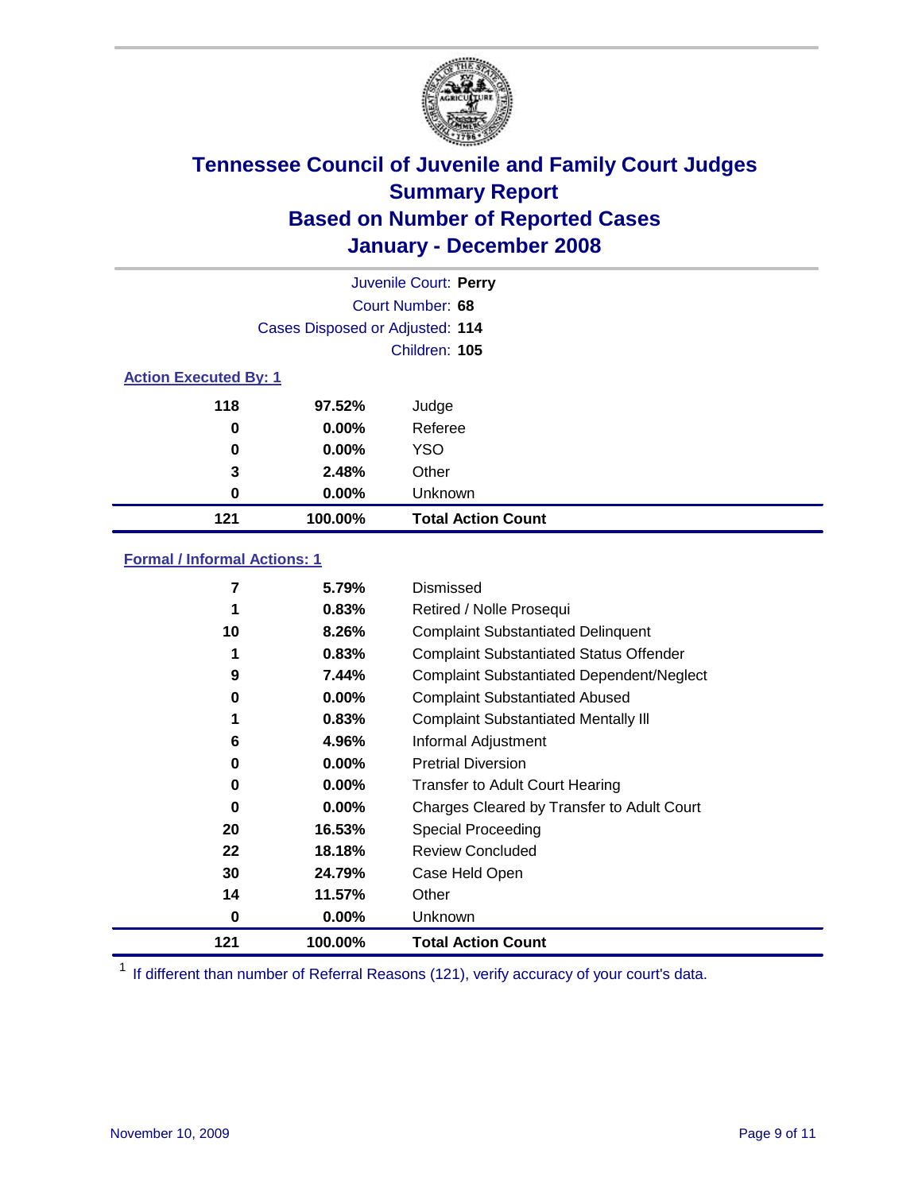# Tennessee Council of Juvenile and Family Court Judges
## Summary Report
## Based on Number of Reported Cases
## January - December 2008

Juvenile Court: **Perry**
Court Number: **68**
Cases Disposed or Adjusted: **114**
Children: **105**

### Action Executed By: 1

| | | |
|---|---|---|
| 118 | 97.52% | Judge |
| 0 | 0.00% | Referee |
| 0 | 0.00% | YSO |
| 3 | 2.48% | Other |
| 0 | 0.00% | Unknown |
| **121** | **100.00%** | **Total Action Count** |

### Formal / Informal Actions: 1

| | | |
|---|---|---|
| 7 | 5.79% | Dismissed |
| 1 | 0.83% | Retired / Nolle Prosequi |
| 10 | 8.26% | Complaint Substantiated Delinquent |
| 1 | 0.83% | Complaint Substantiated Status Offender |
| 9 | 7.44% | Complaint Substantiated Dependent/Neglect |
| 0 | 0.00% | Complaint Substantiated Abused |
| 1 | 0.83% | Complaint Substantiated Mentally Ill |
| 6 | 4.96% | Informal Adjustment |
| 0 | 0.00% | Pretrial Diversion |
| 0 | 0.00% | Transfer to Adult Court Hearing |
| 0 | 0.00% | Charges Cleared by Transfer to Adult Court |
| 20 | 16.53% | Special Proceeding |
| 22 | 18.18% | Review Concluded |
| 30 | 24.79% | Case Held Open |
| 14 | 11.57% | Other |
| 0 | 0.00% | Unknown |
| **121** | **100.00%** | **Total Action Count** |

[1] If different than number of Referral Reasons (121), verify accuracy of your court's data.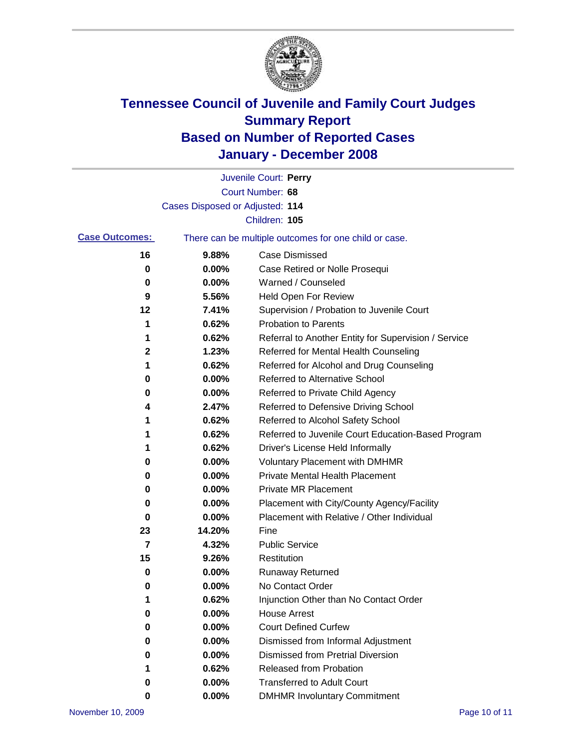# Tennessee Council of Juvenile and Family Court Judges
## Summary Report
## Based on Number of Reported Cases
## January - December 2008

Juvenile Court: **Perry**
Court Number: **68**
Cases Disposed or Adjusted: **114**
Children: **105**

**Case Outcomes:** There can be multiple outcomes for one child or case.

| Count | Percent | Outcome |
|---|---|---|
| 16 | 9.88% | Case Dismissed |
| 0 | 0.00% | Case Retired or Nolle Prosequi |
| 0 | 0.00% | Warned / Counseled |
| 9 | 5.56% | Held Open For Review |
| 12 | 7.41% | Supervision / Probation to Juvenile Court |
| 1 | 0.62% | Probation to Parents |
| 1 | 0.62% | Referral to Another Entity for Supervision / Service |
| 2 | 1.23% | Referred for Mental Health Counseling |
| 1 | 0.62% | Referred for Alcohol and Drug Counseling |
| 0 | 0.00% | Referred to Alternative School |
| 0 | 0.00% | Referred to Private Child Agency |
| 4 | 2.47% | Referred to Defensive Driving School |
| 1 | 0.62% | Referred to Alcohol Safety School |
| 1 | 0.62% | Referred to Juvenile Court Education-Based Program |
| 1 | 0.62% | Driver's License Held Informally |
| 0 | 0.00% | Voluntary Placement with DMHMR |
| 0 | 0.00% | Private Mental Health Placement |
| 0 | 0.00% | Private MR Placement |
| 0 | 0.00% | Placement with City/County Agency/Facility |
| 0 | 0.00% | Placement with Relative / Other Individual |
| 23 | 14.20% | Fine |
| 7 | 4.32% | Public Service |
| 15 | 9.26% | Restitution |
| 0 | 0.00% | Runaway Returned |
| 0 | 0.00% | No Contact Order |
| 1 | 0.62% | Injunction Other than No Contact Order |
| 0 | 0.00% | House Arrest |
| 0 | 0.00% | Court Defined Curfew |
| 0 | 0.00% | Dismissed from Informal Adjustment |
| 0 | 0.00% | Dismissed from Pretrial Diversion |
| 1 | 0.62% | Released from Probation |
| 0 | 0.00% | Transferred to Adult Court |
| 0 | 0.00% | DMHMR Involuntary Commitment |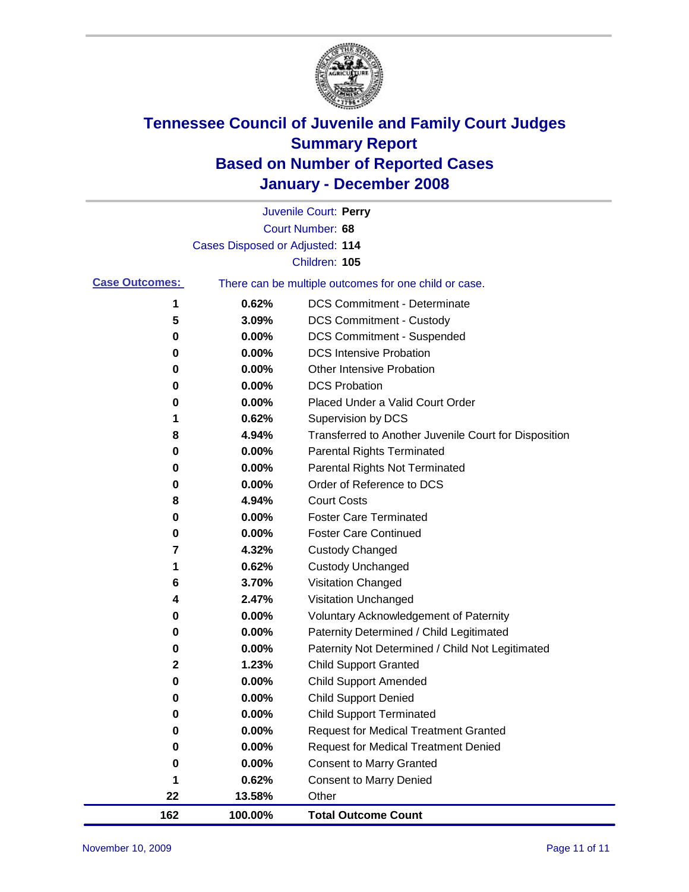# Tennessee Council of Juvenile and Family Court Judges
# Summary Report
# Based on Number of Reported Cases
# January - December 2008

Juvenile Court: **Perry**
Court Number: **68**
Cases Disposed or Adjusted: **114**
Children: **105**

**Case Outcomes:** There can be multiple outcomes for one child or case.

| | | |
|---|---|---|
| 1 | 0.62% | DCS Commitment - Determinate |
| 5 | 3.09% | DCS Commitment - Custody |
| 0 | 0.00% | DCS Commitment - Suspended |
| 0 | 0.00% | DCS Intensive Probation |
| 0 | 0.00% | Other Intensive Probation |
| 0 | 0.00% | DCS Probation |
| 0 | 0.00% | Placed Under a Valid Court Order |
| 1 | 0.62% | Supervision by DCS |
| 8 | 4.94% | Transferred to Another Juvenile Court for Disposition |
| 0 | 0.00% | Parental Rights Terminated |
| 0 | 0.00% | Parental Rights Not Terminated |
| 0 | 0.00% | Order of Reference to DCS |
| 8 | 4.94% | Court Costs |
| 0 | 0.00% | Foster Care Terminated |
| 0 | 0.00% | Foster Care Continued |
| 7 | 4.32% | Custody Changed |
| 1 | 0.62% | Custody Unchanged |
| 6 | 3.70% | Visitation Changed |
| 4 | 2.47% | Visitation Unchanged |
| 0 | 0.00% | Voluntary Acknowledgement of Paternity |
| 0 | 0.00% | Paternity Determined / Child Legitimated |
| 0 | 0.00% | Paternity Not Determined / Child Not Legitimated |
| 2 | 1.23% | Child Support Granted |
| 0 | 0.00% | Child Support Amended |
| 0 | 0.00% | Child Support Denied |
| 0 | 0.00% | Child Support Terminated |
| 0 | 0.00% | Request for Medical Treatment Granted |
| 0 | 0.00% | Request for Medical Treatment Denied |
| 0 | 0.00% | Consent to Marry Granted |
| 1 | 0.62% | Consent to Marry Denied |
| 22 | 13.58% | Other |
| **162** | **100.00%** | **Total Outcome Count** |

November 10, 2009